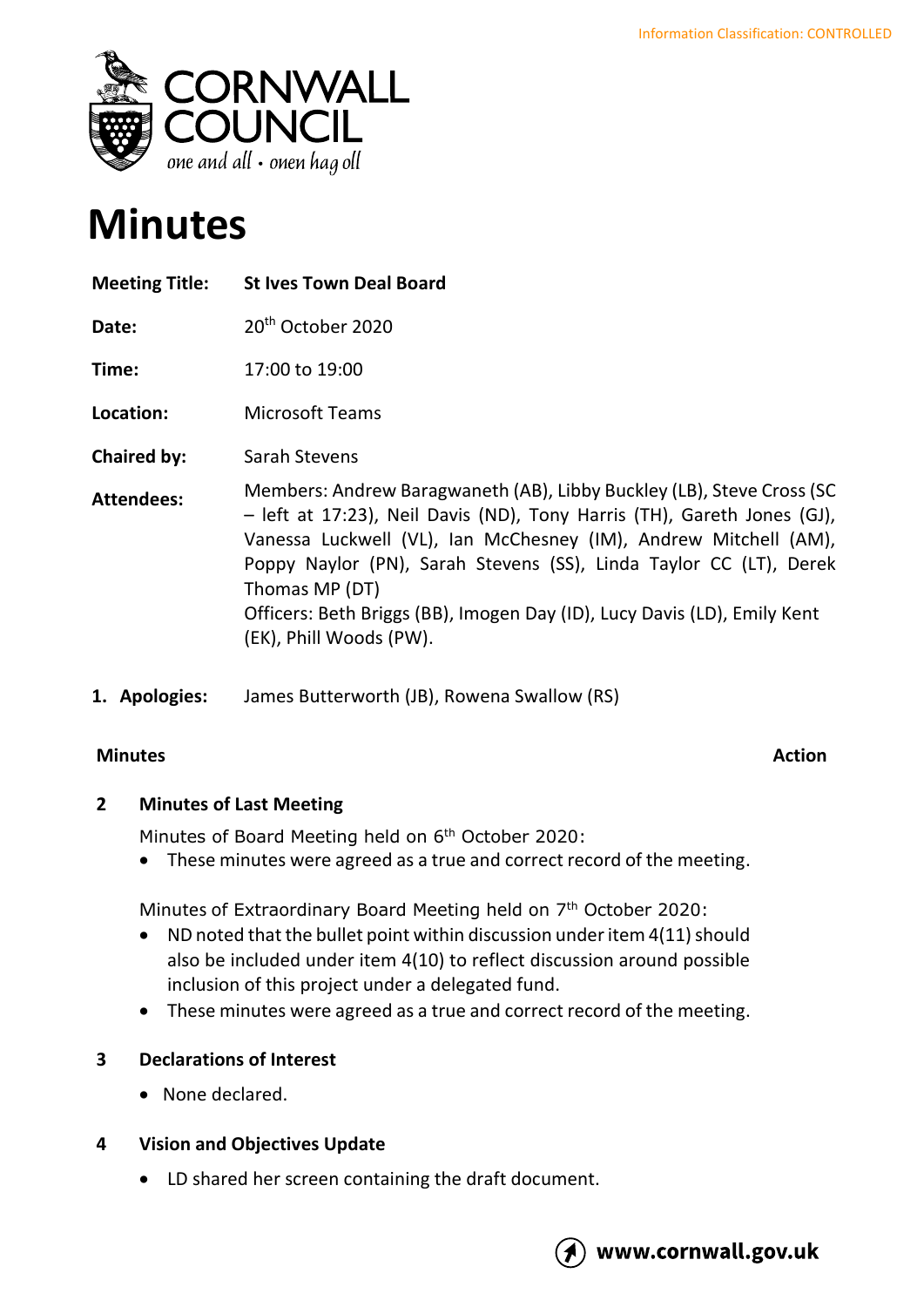Information Classification: CONTROLLED

CORNWALL COUNCIL
*one and all • onen hag oll*

# Minutes

| | |
|---|---|
| **Meeting Title:** | **St Ives Town Deal Board** |
| **Date:** | 20th October 2020 |
| **Time:** | 17:00 to 19:00 |
| **Location:** | Microsoft Teams |
| **Chaired by:** | Sarah Stevens |
| **Attendees:** | Members: Andrew Baragwaneth (AB), Libby Buckley (LB), Steve Cross (SC – left at 17:23), Neil Davis (ND), Tony Harris (TH), Gareth Jones (GJ), Vanessa Luckwell (VL), Ian McChesney (IM), Andrew Mitchell (AM), Poppy Naylor (PN), Sarah Stevens (SS), Linda Taylor CC (LT), Derek Thomas MP (DT)<br>Officers: Beth Briggs (BB), Imogen Day (ID), Lucy Davis (LD), Emily Kent (EK), Phill Woods (PW). |

**1. Apologies:** James Butterworth (JB), Rowena Swallow (RS)

**Minutes** | **Action**

### 2 Minutes of Last Meeting

Minutes of Board Meeting held on 6th October 2020:

- These minutes were agreed as a true and correct record of the meeting.

Minutes of Extraordinary Board Meeting held on 7th October 2020:

- ND noted that the bullet point within discussion under item 4(11) should also be included under item 4(10) to reflect discussion around possible inclusion of this project under a delegated fund.
- These minutes were agreed as a true and correct record of the meeting.

### 3 Declarations of Interest

- None declared.

### 4 Vision and Objectives Update

- LD shared her screen containing the draft document.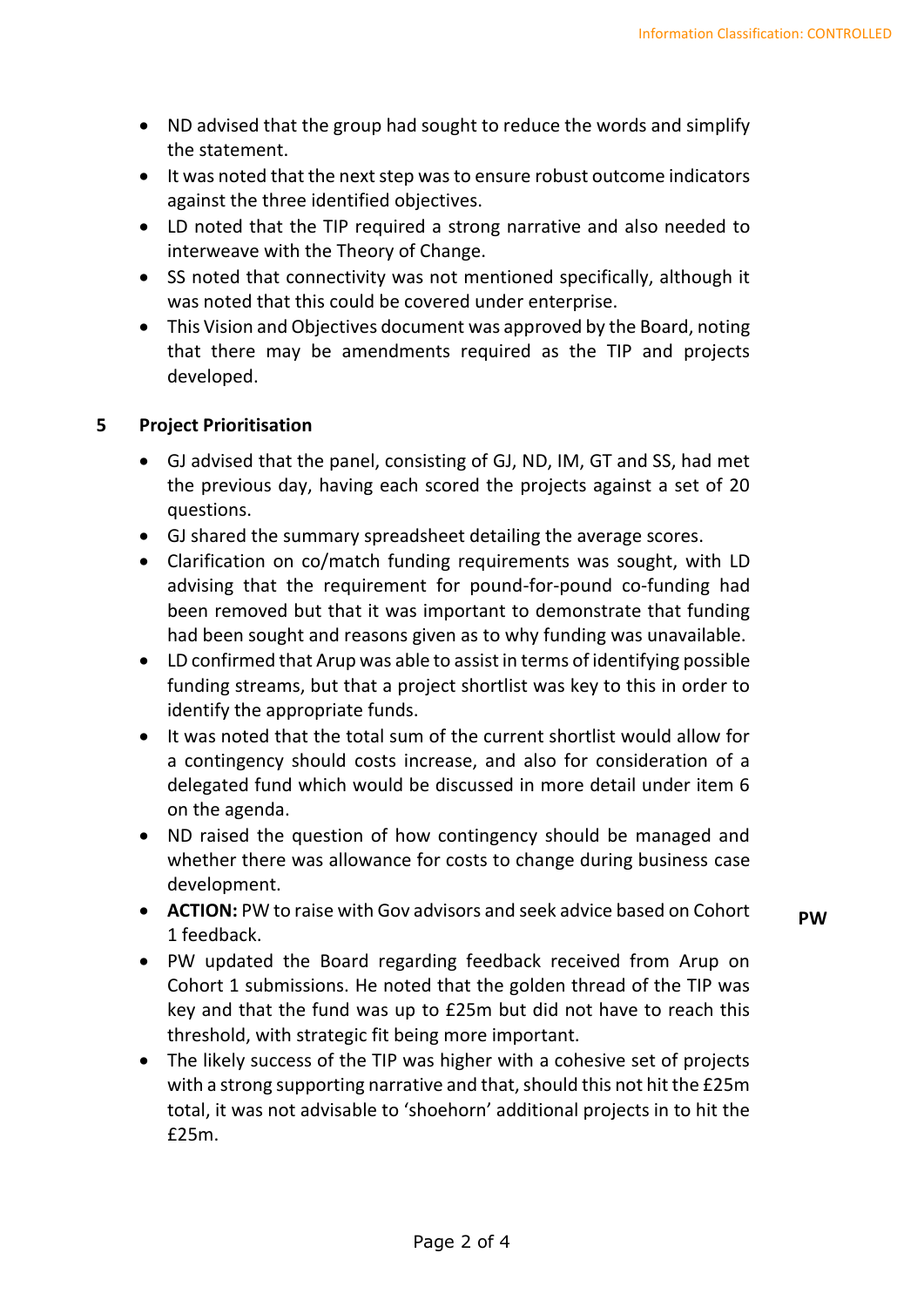- ND advised that the group had sought to reduce the words and simplify the statement.
- It was noted that the next step was to ensure robust outcome indicators against the three identified objectives.
- LD noted that the TIP required a strong narrative and also needed to interweave with the Theory of Change.
- SS noted that connectivity was not mentioned specifically, although it was noted that this could be covered under enterprise.
- This Vision and Objectives document was approved by the Board, noting that there may be amendments required as the TIP and projects developed.

## 5 Project Prioritisation

- GJ advised that the panel, consisting of GJ, ND, IM, GT and SS, had met the previous day, having each scored the projects against a set of 20 questions.
- GJ shared the summary spreadsheet detailing the average scores.
- Clarification on co/match funding requirements was sought, with LD advising that the requirement for pound-for-pound co-funding had been removed but that it was important to demonstrate that funding had been sought and reasons given as to why funding was unavailable.
- LD confirmed that Arup was able to assist in terms of identifying possible funding streams, but that a project shortlist was key to this in order to identify the appropriate funds.
- It was noted that the total sum of the current shortlist would allow for a contingency should costs increase, and also for consideration of a delegated fund which would be discussed in more detail under item 6 on the agenda.
- ND raised the question of how contingency should be managed and whether there was allowance for costs to change during business case development.
- **ACTION:** PW to raise with Gov advisors and seek advice based on Cohort 1 feedback. **PW**
- PW updated the Board regarding feedback received from Arup on Cohort 1 submissions. He noted that the golden thread of the TIP was key and that the fund was up to £25m but did not have to reach this threshold, with strategic fit being more important.
- The likely success of the TIP was higher with a cohesive set of projects with a strong supporting narrative and that, should this not hit the £25m total, it was not advisable to 'shoehorn' additional projects in to hit the £25m.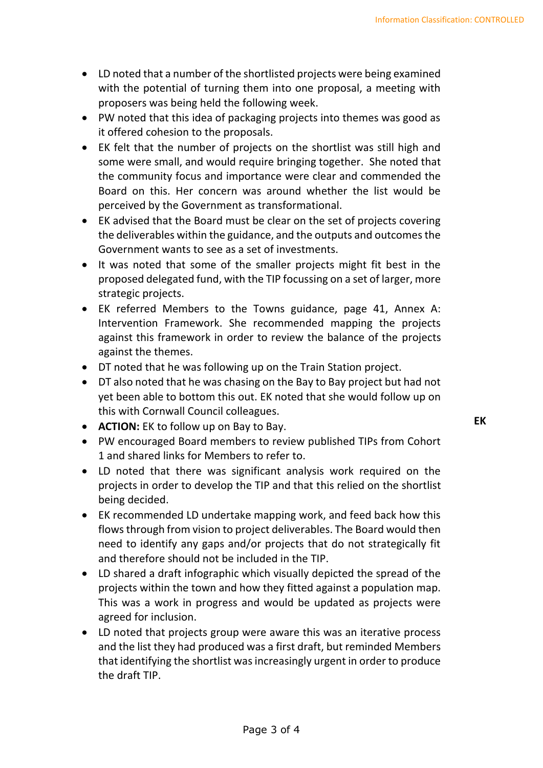- LD noted that a number of the shortlisted projects were being examined with the potential of turning them into one proposal, a meeting with proposers was being held the following week.
- PW noted that this idea of packaging projects into themes was good as it offered cohesion to the proposals.
- EK felt that the number of projects on the shortlist was still high and some were small, and would require bringing together. She noted that the community focus and importance were clear and commended the Board on this. Her concern was around whether the list would be perceived by the Government as transformational.
- EK advised that the Board must be clear on the set of projects covering the deliverables within the guidance, and the outputs and outcomes the Government wants to see as a set of investments.
- It was noted that some of the smaller projects might fit best in the proposed delegated fund, with the TIP focussing on a set of larger, more strategic projects.
- EK referred Members to the Towns guidance, page 41, Annex A: Intervention Framework. She recommended mapping the projects against this framework in order to review the balance of the projects against the themes.
- DT noted that he was following up on the Train Station project.
- DT also noted that he was chasing on the Bay to Bay project but had not yet been able to bottom this out. EK noted that she would follow up on this with Cornwall Council colleagues.
- **ACTION:** EK to follow up on Bay to Bay. **EK**
- PW encouraged Board members to review published TIPs from Cohort 1 and shared links for Members to refer to.
- LD noted that there was significant analysis work required on the projects in order to develop the TIP and that this relied on the shortlist being decided.
- EK recommended LD undertake mapping work, and feed back how this flows through from vision to project deliverables. The Board would then need to identify any gaps and/or projects that do not strategically fit and therefore should not be included in the TIP.
- LD shared a draft infographic which visually depicted the spread of the projects within the town and how they fitted against a population map. This was a work in progress and would be updated as projects were agreed for inclusion.
- LD noted that projects group were aware this was an iterative process and the list they had produced was a first draft, but reminded Members that identifying the shortlist was increasingly urgent in order to produce the draft TIP.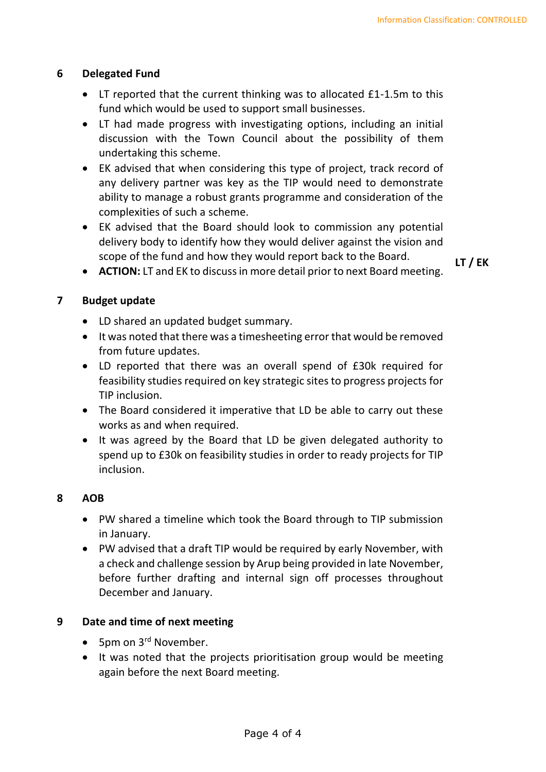## 6 Delegated Fund

- LT reported that the current thinking was to allocated £1-1.5m to this fund which would be used to support small businesses.
- LT had made progress with investigating options, including an initial discussion with the Town Council about the possibility of them undertaking this scheme.
- EK advised that when considering this type of project, track record of any delivery partner was key as the TIP would need to demonstrate ability to manage a robust grants programme and consideration of the complexities of such a scheme.
- EK advised that the Board should look to commission any potential delivery body to identify how they would deliver against the vision and scope of the fund and how they would report back to the Board.
- **ACTION:** LT and EK to discuss in more detail prior to next Board meeting. **LT / EK**

## 7 Budget update

- LD shared an updated budget summary.
- It was noted that there was a timesheeting error that would be removed from future updates.
- LD reported that there was an overall spend of £30k required for feasibility studies required on key strategic sites to progress projects for TIP inclusion.
- The Board considered it imperative that LD be able to carry out these works as and when required.
- It was agreed by the Board that LD be given delegated authority to spend up to £30k on feasibility studies in order to ready projects for TIP inclusion.

## 8 AOB

- PW shared a timeline which took the Board through to TIP submission in January.
- PW advised that a draft TIP would be required by early November, with a check and challenge session by Arup being provided in late November, before further drafting and internal sign off processes throughout December and January.

## 9 Date and time of next meeting

- 5pm on 3rd November.
- It was noted that the projects prioritisation group would be meeting again before the next Board meeting.